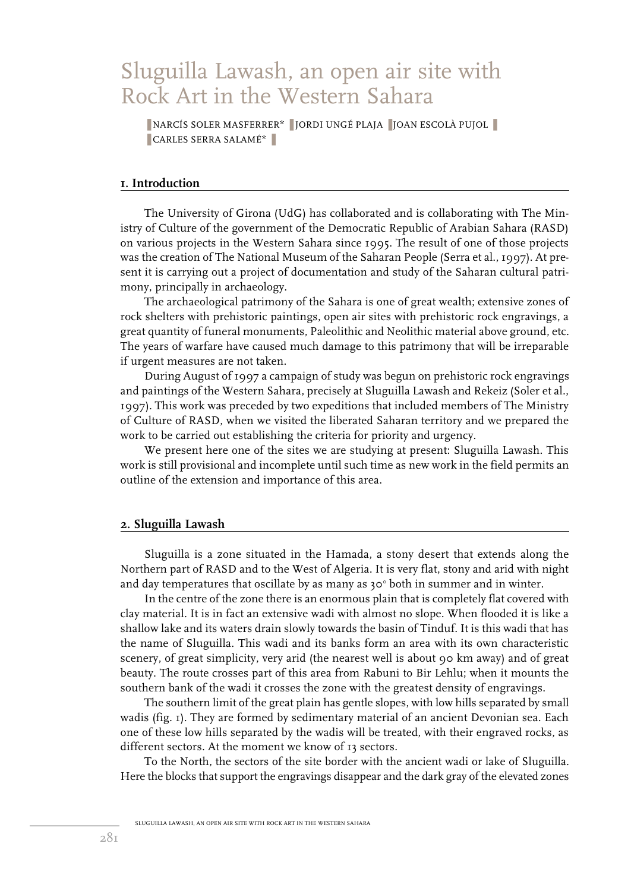# Sluguilla Lawash, an open air site with Rock Art in the Western Sahara

NARCÍS SOLER MASFERRER* | JORDI UNGÉ PLAJA | JOAN ESCOLÀ PUJOL | CARLES SERRA SALAMÉ*

## 1. Introduction

The University of Girona (UdG) has collaborated and is collaborating with The Ministry of Culture of the government of the Democratic Republic of Arabian Sahara (RASD) on various projects in the Western Sahara since 1995. The result of one of those projects was the creation of The National Museum of the Saharan People (Serra et al., 1997). At present it is carrying out a project of documentation and study of the Saharan cultural patrimony, principally in archaeology.

The archaeological patrimony of the Sahara is one of great wealth; extensive zones of rock shelters with prehistoric paintings, open air sites with prehistoric rock engravings, a great quantity of funeral monuments, Paleolithic and Neolithic material above ground, etc. The years of warfare have caused much damage to this patrimony that will be irreparable if urgent measures are not taken.

During August of 1997 a campaign of study was begun on prehistoric rock engravings and paintings of the Western Sahara, precisely at Sluguilla Lawash and Rekeiz (Soler et al., 1997). This work was preceded by two expeditions that included members of The Ministry of Culture of RASD, when we visited the liberated Saharan territory and we prepared the work to be carried out establishing the criteria for priority and urgency.

We present here one of the sites we are studying at present: Sluguilla Lawash. This work is still provisional and incomplete until such time as new work in the field permits an outline of the extension and importance of this area.

## 2. Sluguilla Lawash

Sluguilla is a zone situated in the Hamada, a stony desert that extends along the Northern part of RASD and to the West of Algeria. It is very flat, stony and arid with night and day temperatures that oscillate by as many as 30° both in summer and in winter.

In the centre of the zone there is an enormous plain that is completely flat covered with clay material. It is in fact an extensive wadi with almost no slope. When flooded it is like a shallow lake and its waters drain slowly towards the basin of Tinduf. It is this wadi that has the name of Sluguilla. This wadi and its banks form an area with its own characteristic scenery, of great simplicity, very arid (the nearest well is about 90 km away) and of great beauty. The route crosses part of this area from Rabuni to Bir Lehlu; when it mounts the southern bank of the wadi it crosses the zone with the greatest density of engravings.

The southern limit of the great plain has gentle slopes, with low hills separated by small wadis (fig. 1). They are formed by sedimentary material of an ancient Devonian sea. Each one of these low hills separated by the wadis will be treated, with their engraved rocks, as different sectors. At the moment we know of 13 sectors.

To the North, the sectors of the site border with the ancient wadi or lake of Sluguilla. Here the blocks that support the engravings disappear and the dark gray of the elevated zones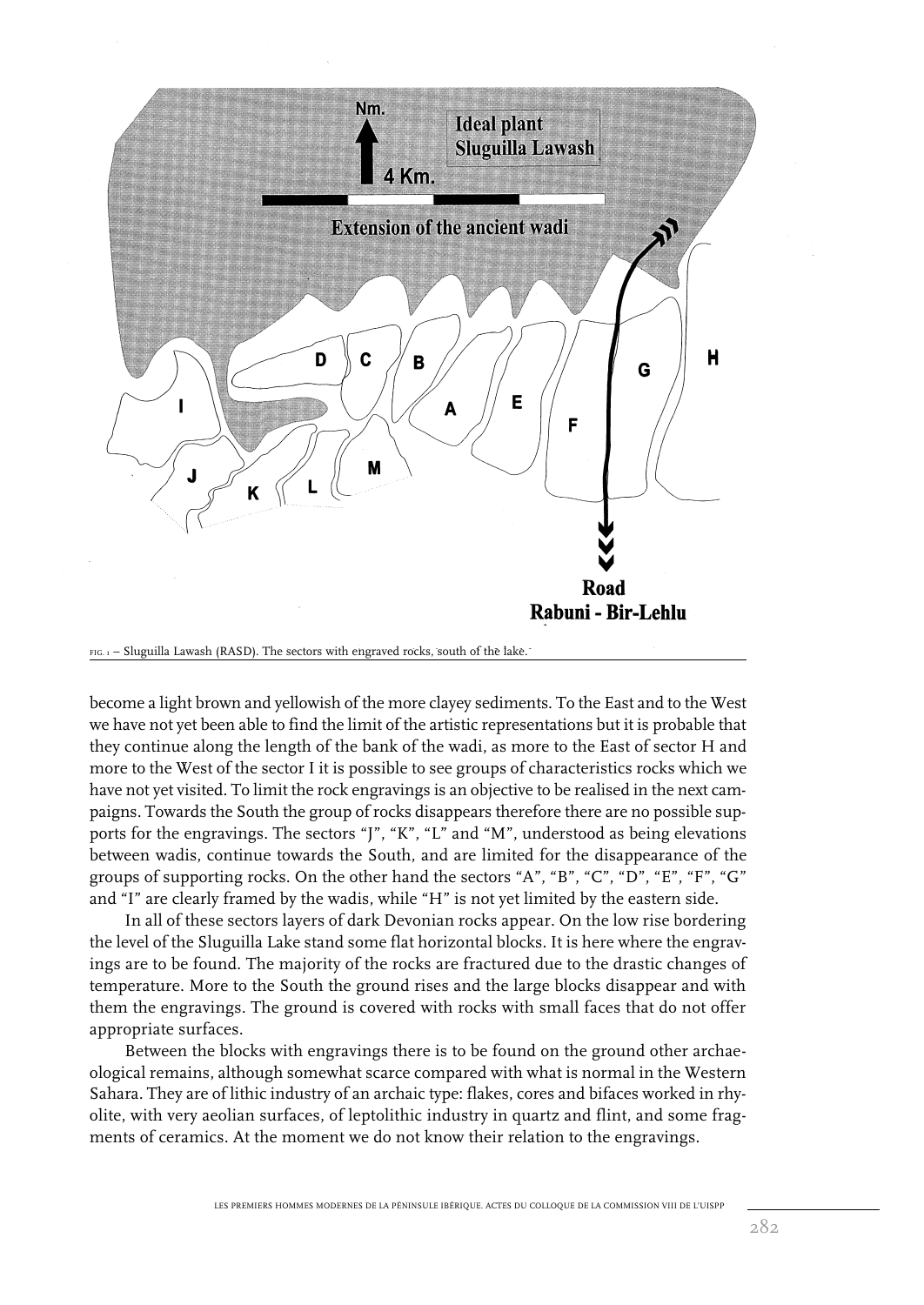FIG. 1 – Sluguilla Lawash (RASD). The sectors with engraved rocks, south of the lake.

become a light brown and yellowish of the more clayey sediments. To the East and to the West we have not yet been able to find the limit of the artistic representations but it is probable that they continue along the length of the bank of the wadi, as more to the East of sector H and more to the West of the sector I it is possible to see groups of characteristics rocks which we have not yet visited. To limit the rock engravings is an objective to be realised in the next campaigns. Towards the South the group of rocks disappears therefore there are no possible supports for the engravings. The sectors "J", "K", "L" and "M", understood as being elevations between wadis, continue towards the South, and are limited for the disappearance of the groups of supporting rocks. On the other hand the sectors "A", "B", "C", "D", "E", "F", "G" and "I" are clearly framed by the wadis, while "H" is not yet limited by the eastern side.

In all of these sectors layers of dark Devonian rocks appear. On the low rise bordering the level of the Sluguilla Lake stand some flat horizontal blocks. It is here where the engravings are to be found. The majority of the rocks are fractured due to the drastic changes of temperature. More to the South the ground rises and the large blocks disappear and with them the engravings. The ground is covered with rocks with small faces that do not offer appropriate surfaces.

Between the blocks with engravings there is to be found on the ground other archaeological remains, although somewhat scarce compared with what is normal in the Western Sahara. They are of lithic industry of an archaic type: flakes, cores and bifaces worked in rhyolite, with very aeolian surfaces, of leptolithic industry in quartz and flint, and some fragments of ceramics. At the moment we do not know their relation to the engravings.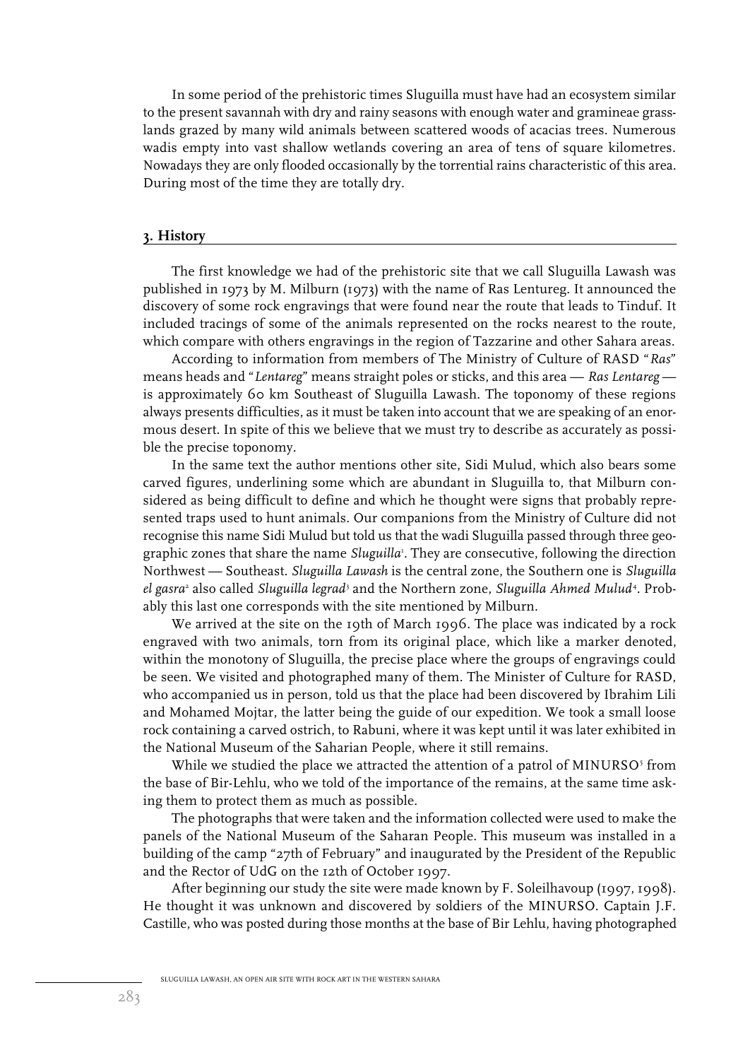In some period of the prehistoric times Sluguilla must have had an ecosystem similar to the present savannah with dry and rainy seasons with enough water and gramineae grasslands grazed by many wild animals between scattered woods of acacias trees. Numerous wadis empty into vast shallow wetlands covering an area of tens of square kilometres. Nowadays they are only flooded occasionally by the torrential rains characteristic of this area. During most of the time they are totally dry.

## 3. History

The first knowledge we had of the prehistoric site that we call Sluguilla Lawash was published in 1973 by M. Milburn (1973) with the name of Ras Lentureg. It announced the discovery of some rock engravings that were found near the route that leads to Tinduf. It included tracings of some of the animals represented on the rocks nearest to the route, which compare with others engravings in the region of Tazzarine and other Sahara areas.

According to information from members of The Ministry of Culture of RASD "*Ras*" means heads and "*Lentareg*" means straight poles or sticks, and this area — *Ras Lentareg* — is approximately 60 km Southeast of Sluguilla Lawash. The toponomy of these regions always presents difficulties, as it must be taken into account that we are speaking of an enormous desert. In spite of this we believe that we must try to describe as accurately as possible the precise toponomy.

In the same text the author mentions other site, Sidi Mulud, which also bears some carved figures, underlining some which are abundant in Sluguilla to, that Milburn considered as being difficult to define and which he thought were signs that probably represented traps used to hunt animals. Our companions from the Ministry of Culture did not recognise this name Sidi Mulud but told us that the wadi Sluguilla passed through three geographic zones that share the name *Sluguilla*[1]. They are consecutive, following the direction Northwest — Southeast. *Sluguilla Lawash* is the central zone, the Southern one is *Sluguilla el gasra*[2] also called *Sluguilla legrad*[3] and the Northern zone, *Sluguilla Ahmed Mulud*[4]. Probably this last one corresponds with the site mentioned by Milburn.

We arrived at the site on the 19th of March 1996. The place was indicated by a rock engraved with two animals, torn from its original place, which like a marker denoted, within the monotony of Sluguilla, the precise place where the groups of engravings could be seen. We visited and photographed many of them. The Minister of Culture for RASD, who accompanied us in person, told us that the place had been discovered by Ibrahim Lili and Mohamed Mojtar, the latter being the guide of our expedition. We took a small loose rock containing a carved ostrich, to Rabuni, where it was kept until it was later exhibited in the National Museum of the Saharian People, where it still remains.

While we studied the place we attracted the attention of a patrol of MINURSO[5] from the base of Bir-Lehlu, who we told of the importance of the remains, at the same time asking them to protect them as much as possible.

The photographs that were taken and the information collected were used to make the panels of the National Museum of the Saharan People. This museum was installed in a building of the camp "27th of February" and inaugurated by the President of the Republic and the Rector of UdG on the 12th of October 1997.

After beginning our study the site were made known by F. Soleilhavoup (1997, 1998). He thought it was unknown and discovered by soldiers of the MINURSO. Captain J.F. Castille, who was posted during those months at the base of Bir Lehlu, having photographed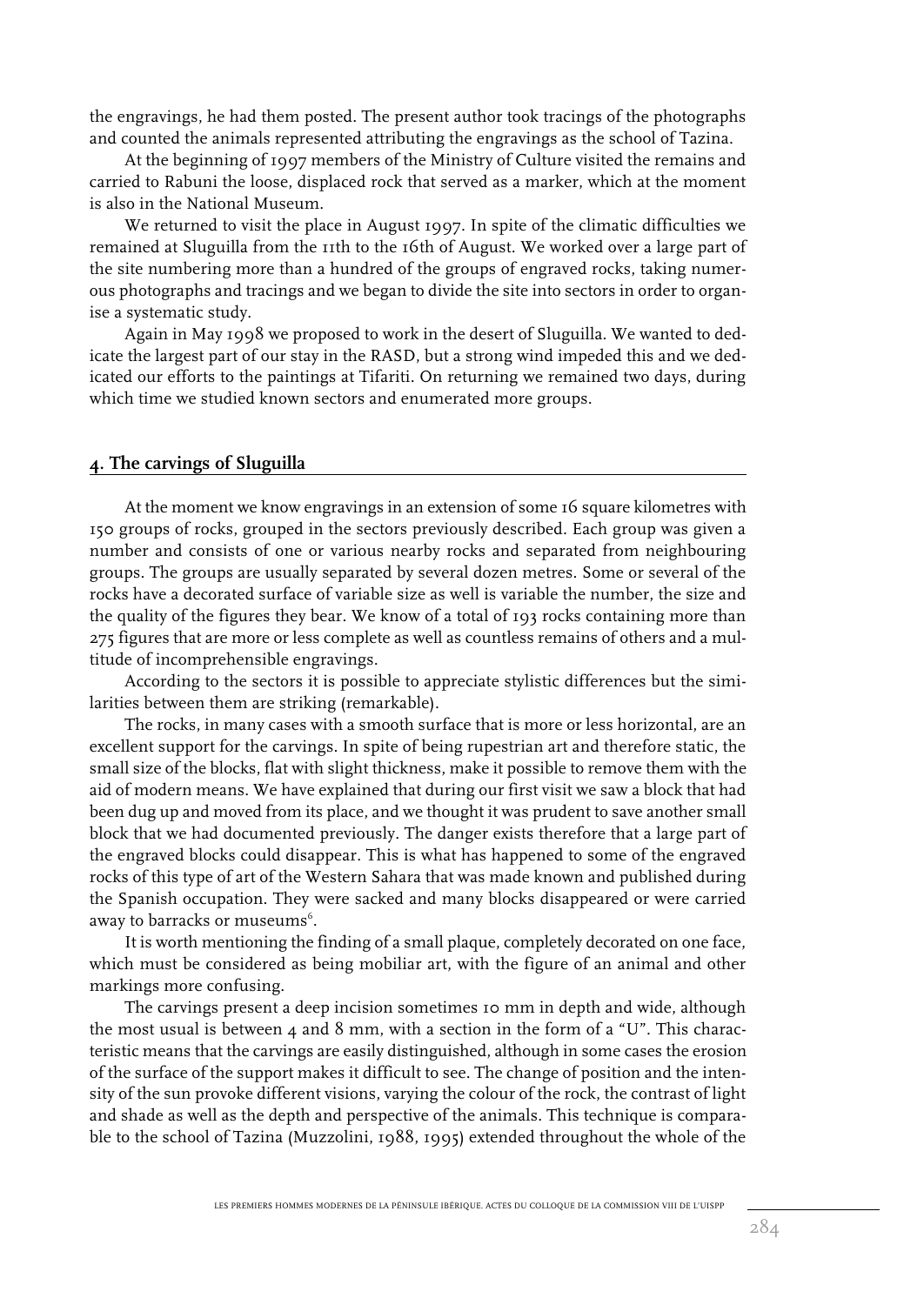the engravings, he had them posted. The present author took tracings of the photographs and counted the animals represented attributing the engravings as the school of Tazina.

At the beginning of 1997 members of the Ministry of Culture visited the remains and carried to Rabuni the loose, displaced rock that served as a marker, which at the moment is also in the National Museum.

We returned to visit the place in August 1997. In spite of the climatic difficulties we remained at Sluguilla from the 11th to the 16th of August. We worked over a large part of the site numbering more than a hundred of the groups of engraved rocks, taking numerous photographs and tracings and we began to divide the site into sectors in order to organise a systematic study.

Again in May 1998 we proposed to work in the desert of Sluguilla. We wanted to dedicate the largest part of our stay in the RASD, but a strong wind impeded this and we dedicated our efforts to the paintings at Tifariti. On returning we remained two days, during which time we studied known sectors and enumerated more groups.

## 4. The carvings of Sluguilla

At the moment we know engravings in an extension of some 16 square kilometres with 150 groups of rocks, grouped in the sectors previously described. Each group was given a number and consists of one or various nearby rocks and separated from neighbouring groups. The groups are usually separated by several dozen metres. Some or several of the rocks have a decorated surface of variable size as well is variable the number, the size and the quality of the figures they bear. We know of a total of 193 rocks containing more than 275 figures that are more or less complete as well as countless remains of others and a multitude of incomprehensible engravings.

According to the sectors it is possible to appreciate stylistic differences but the similarities between them are striking (remarkable).

The rocks, in many cases with a smooth surface that is more or less horizontal, are an excellent support for the carvings. In spite of being rupestrian art and therefore static, the small size of the blocks, flat with slight thickness, make it possible to remove them with the aid of modern means. We have explained that during our first visit we saw a block that had been dug up and moved from its place, and we thought it was prudent to save another small block that we had documented previously. The danger exists therefore that a large part of the engraved blocks could disappear. This is what has happened to some of the engraved rocks of this type of art of the Western Sahara that was made known and published during the Spanish occupation. They were sacked and many blocks disappeared or were carried away to barracks or museums[6].

It is worth mentioning the finding of a small plaque, completely decorated on one face, which must be considered as being mobiliar art, with the figure of an animal and other markings more confusing.

The carvings present a deep incision sometimes 10 mm in depth and wide, although the most usual is between 4 and 8 mm, with a section in the form of a "U". This characteristic means that the carvings are easily distinguished, although in some cases the erosion of the surface of the support makes it difficult to see. The change of position and the intensity of the sun provoke different visions, varying the colour of the rock, the contrast of light and shade as well as the depth and perspective of the animals. This technique is comparable to the school of Tazina (Muzzolini, 1988, 1995) extended throughout the whole of the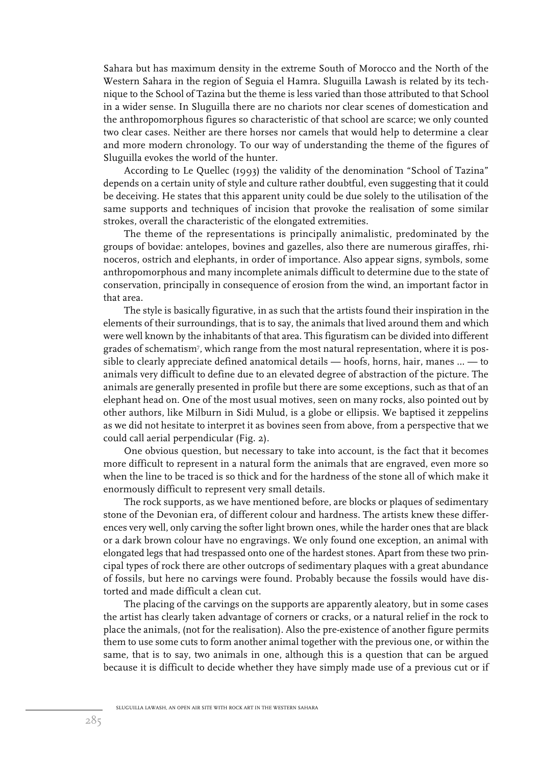Sahara but has maximum density in the extreme South of Morocco and the North of the Western Sahara in the region of Seguia el Hamra. Sluguilla Lawash is related by its technique to the School of Tazina but the theme is less varied than those attributed to that School in a wider sense. In Sluguilla there are no chariots nor clear scenes of domestication and the anthropomorphous figures so characteristic of that school are scarce; we only counted two clear cases. Neither are there horses nor camels that would help to determine a clear and more modern chronology. To our way of understanding the theme of the figures of Sluguilla evokes the world of the hunter.

According to Le Quellec (1993) the validity of the denomination "School of Tazina" depends on a certain unity of style and culture rather doubtful, even suggesting that it could be deceiving. He states that this apparent unity could be due solely to the utilisation of the same supports and techniques of incision that provoke the realisation of some similar strokes, overall the characteristic of the elongated extremities.

The theme of the representations is principally animalistic, predominated by the groups of bovidae: antelopes, bovines and gazelles, also there are numerous giraffes, rhinoceros, ostrich and elephants, in order of importance. Also appear signs, symbols, some anthropomorphous and many incomplete animals difficult to determine due to the state of conservation, principally in consequence of erosion from the wind, an important factor in that area.

The style is basically figurative, in as such that the artists found their inspiration in the elements of their surroundings, that is to say, the animals that lived around them and which were well known by the inhabitants of that area. This figuratism can be divided into different grades of schematism[7], which range from the most natural representation, where it is possible to clearly appreciate defined anatomical details — hoofs, horns, hair, manes ... — to animals very difficult to define due to an elevated degree of abstraction of the picture. The animals are generally presented in profile but there are some exceptions, such as that of an elephant head on. One of the most usual motives, seen on many rocks, also pointed out by other authors, like Milburn in Sidi Mulud, is a globe or ellipsis. We baptised it zeppelins as we did not hesitate to interpret it as bovines seen from above, from a perspective that we could call aerial perpendicular (Fig. 2).

One obvious question, but necessary to take into account, is the fact that it becomes more difficult to represent in a natural form the animals that are engraved, even more so when the line to be traced is so thick and for the hardness of the stone all of which make it enormously difficult to represent very small details.

The rock supports, as we have mentioned before, are blocks or plaques of sedimentary stone of the Devonian era, of different colour and hardness. The artists knew these differences very well, only carving the softer light brown ones, while the harder ones that are black or a dark brown colour have no engravings. We only found one exception, an animal with elongated legs that had trespassed onto one of the hardest stones. Apart from these two principal types of rock there are other outcrops of sedimentary plaques with a great abundance of fossils, but here no carvings were found. Probably because the fossils would have distorted and made difficult a clean cut.

The placing of the carvings on the supports are apparently aleatory, but in some cases the artist has clearly taken advantage of corners or cracks, or a natural relief in the rock to place the animals, (not for the realisation). Also the pre-existence of another figure permits them to use some cuts to form another animal together with the previous one, or within the same, that is to say, two animals in one, although this is a question that can be argued because it is difficult to decide whether they have simply made use of a previous cut or if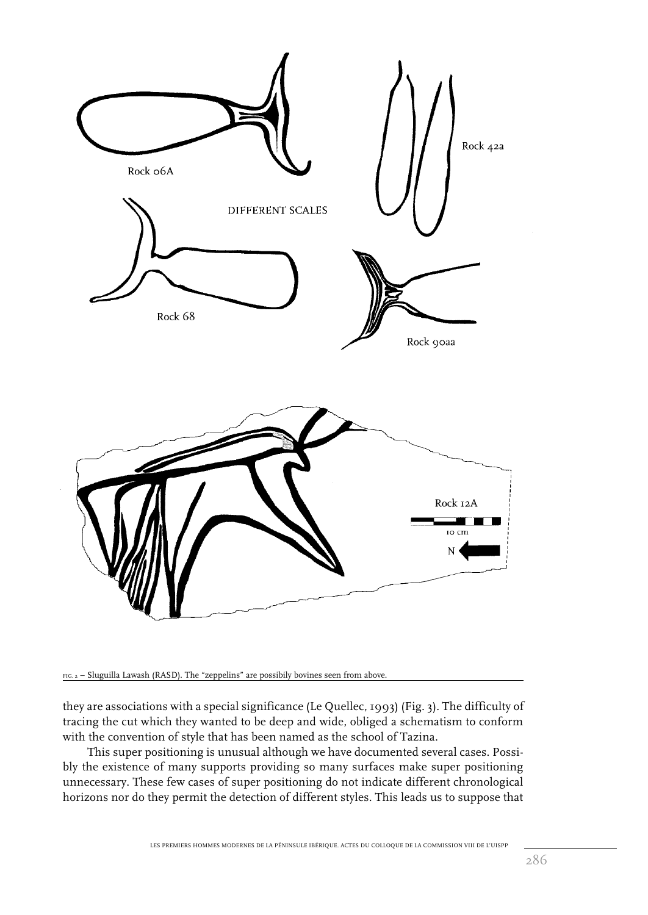FIG. 2 – Sluguilla Lawash (RASD). The "zeppelins" are possibily bovines seen from above.

they are associations with a special significance (Le Quellec, 1993) (Fig. 3). The difficulty of tracing the cut which they wanted to be deep and wide, obliged a schematism to conform with the convention of style that has been named as the school of Tazina.

This super positioning is unusual although we have documented several cases. Possibly the existence of many supports providing so many surfaces make super positioning unnecessary. These few cases of super positioning do not indicate different chronological horizons nor do they permit the detection of different styles. This leads us to suppose that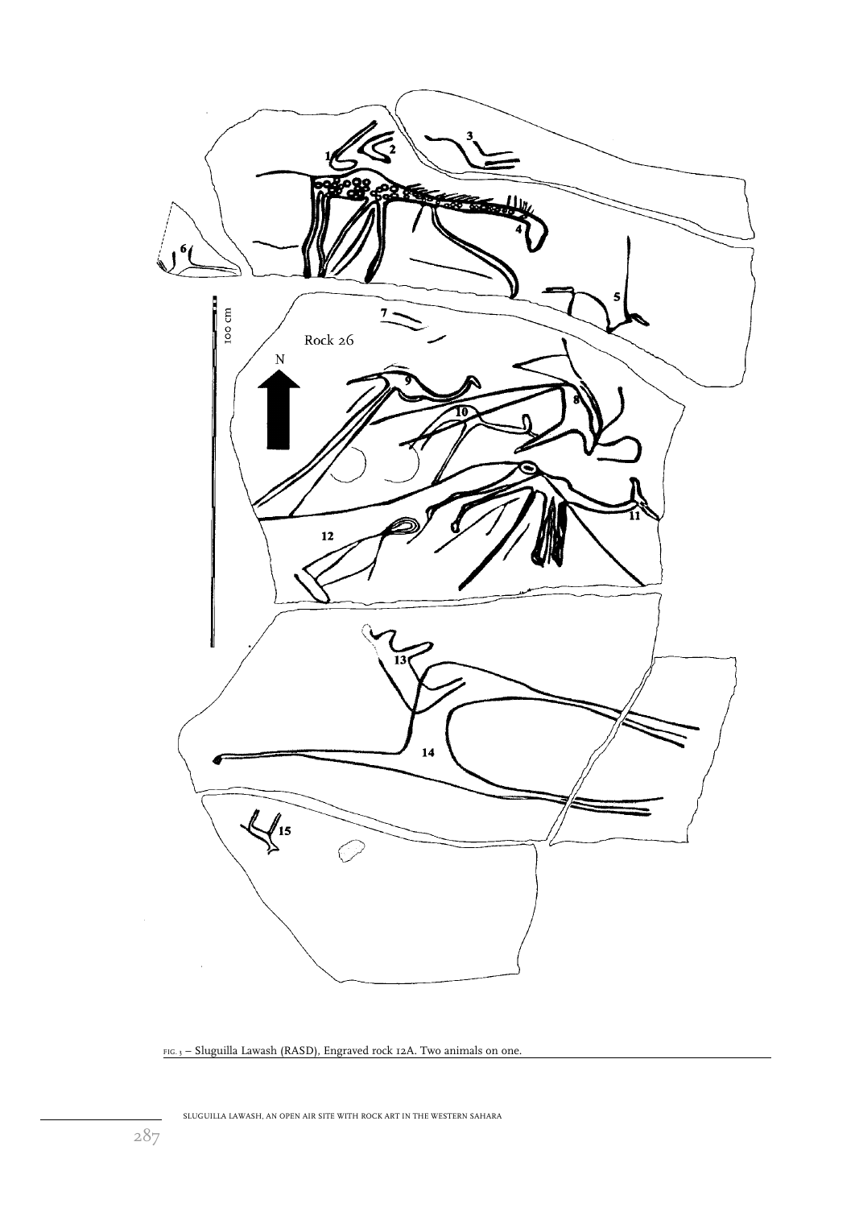FIG. 3 – Sluguilla Lawash (RASD), Engraved rock 12A. Two animals on one.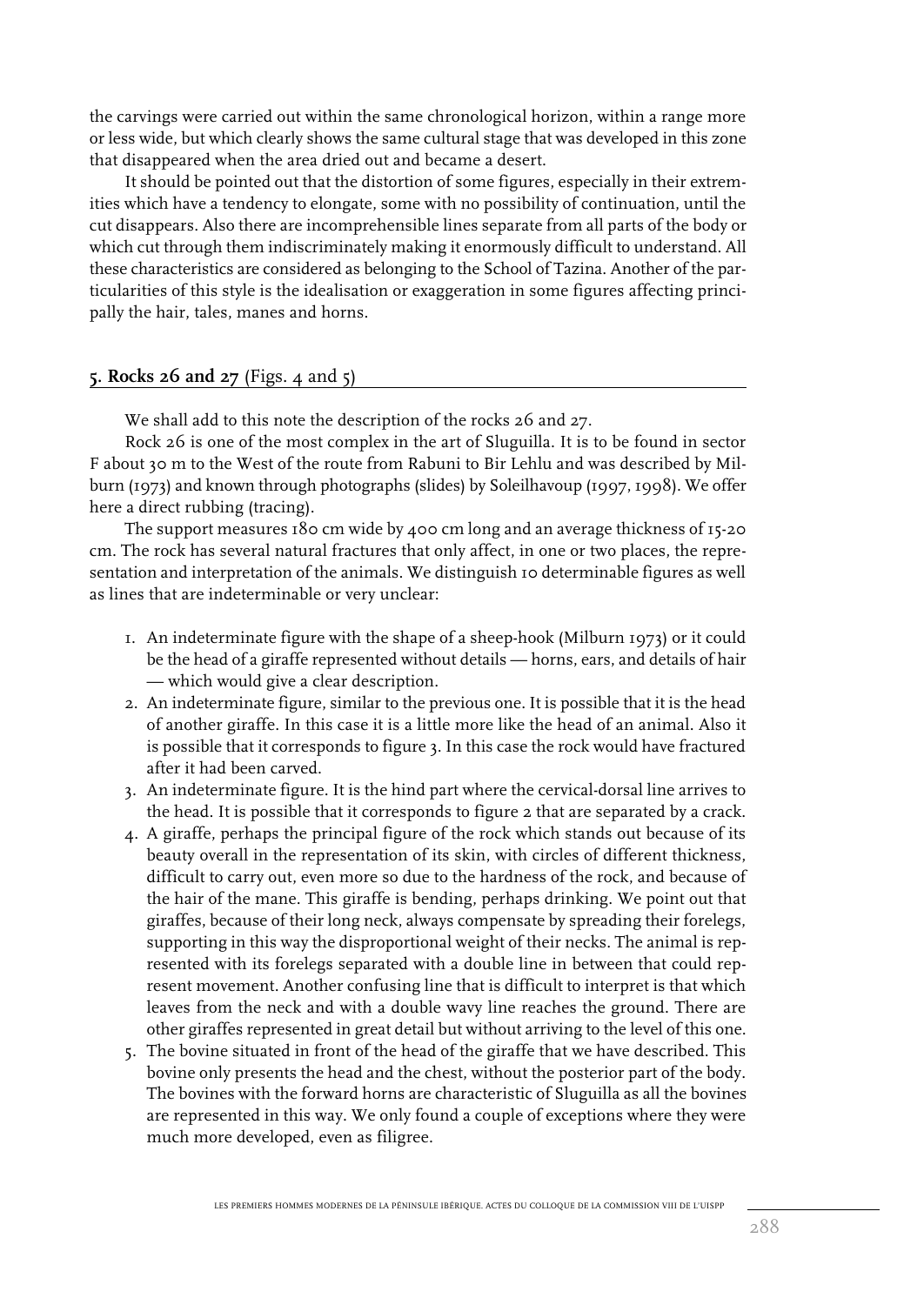the carvings were carried out within the same chronological horizon, within a range more or less wide, but which clearly shows the same cultural stage that was developed in this zone that disappeared when the area dried out and became a desert.

It should be pointed out that the distortion of some figures, especially in their extremities which have a tendency to elongate, some with no possibility of continuation, until the cut disappears. Also there are incomprehensible lines separate from all parts of the body or which cut through them indiscriminately making it enormously difficult to understand. All these characteristics are considered as belonging to the School of Tazina. Another of the particularities of this style is the idealisation or exaggeration in some figures affecting principally the hair, tales, manes and horns.

## **5. Rocks 26 and 27** (Figs. 4 and 5)

We shall add to this note the description of the rocks 26 and 27.

Rock 26 is one of the most complex in the art of Sluguilla. It is to be found in sector F about 30 m to the West of the route from Rabuni to Bir Lehlu and was described by Milburn (1973) and known through photographs (slides) by Soleilhavoup (1997, 1998). We offer here a direct rubbing (tracing).

The support measures 180 cm wide by 400 cm long and an average thickness of 15-20 cm. The rock has several natural fractures that only affect, in one or two places, the representation and interpretation of the animals. We distinguish 10 determinable figures as well as lines that are indeterminable or very unclear:

1. An indeterminate figure with the shape of a sheep-hook (Milburn 1973) or it could be the head of a giraffe represented without details — horns, ears, and details of hair — which would give a clear description.
2. An indeterminate figure, similar to the previous one. It is possible that it is the head of another giraffe. In this case it is a little more like the head of an animal. Also it is possible that it corresponds to figure 3. In this case the rock would have fractured after it had been carved.
3. An indeterminate figure. It is the hind part where the cervical-dorsal line arrives to the head. It is possible that it corresponds to figure 2 that are separated by a crack.
4. A giraffe, perhaps the principal figure of the rock which stands out because of its beauty overall in the representation of its skin, with circles of different thickness, difficult to carry out, even more so due to the hardness of the rock, and because of the hair of the mane. This giraffe is bending, perhaps drinking. We point out that giraffes, because of their long neck, always compensate by spreading their forelegs, supporting in this way the disproportional weight of their necks. The animal is represented with its forelegs separated with a double line in between that could represent movement. Another confusing line that is difficult to interpret is that which leaves from the neck and with a double wavy line reaches the ground. There are other giraffes represented in great detail but without arriving to the level of this one.
5. The bovine situated in front of the head of the giraffe that we have described. This bovine only presents the head and the chest, without the posterior part of the body. The bovines with the forward horns are characteristic of Sluguilla as all the bovines are represented in this way. We only found a couple of exceptions where they were much more developed, even as filigree.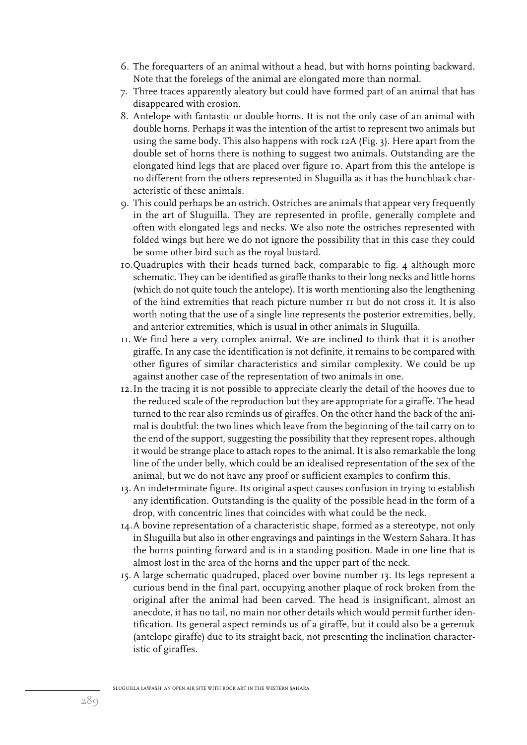6. The forequarters of an animal without a head, but with horns pointing backward. Note that the forelegs of the animal are elongated more than normal.
7. Three traces apparently aleatory but could have formed part of an animal that has disappeared with erosion.
8. Antelope with fantastic or double horns. It is not the only case of an animal with double horns. Perhaps it was the intention of the artist to represent two animals but using the same body. This also happens with rock 12A (Fig. 3). Here apart from the double set of horns there is nothing to suggest two animals. Outstanding are the elongated hind legs that are placed over figure 10. Apart from this the antelope is no different from the others represented in Sluguilla as it has the hunchback characteristic of these animals.
9. This could perhaps be an ostrich. Ostriches are animals that appear very frequently in the art of Sluguilla. They are represented in profile, generally complete and often with elongated legs and necks. We also note the ostriches represented with folded wings but here we do not ignore the possibility that in this case they could be some other bird such as the royal bustard.
10. Quadruples with their heads turned back, comparable to fig. 4 although more schematic. They can be identified as giraffe thanks to their long necks and little horns (which do not quite touch the antelope). It is worth mentioning also the lengthening of the hind extremities that reach picture number 11 but do not cross it. It is also worth noting that the use of a single line represents the posterior extremities, belly, and anterior extremities, which is usual in other animals in Sluguilla.
11. We find here a very complex animal. We are inclined to think that it is another giraffe. In any case the identification is not definite, it remains to be compared with other figures of similar characteristics and similar complexity. We could be up against another case of the representation of two animals in one.
12. In the tracing it is not possible to appreciate clearly the detail of the hooves due to the reduced scale of the reproduction but they are appropriate for a giraffe. The head turned to the rear also reminds us of giraffes. On the other hand the back of the animal is doubtful: the two lines which leave from the beginning of the tail carry on to the end of the support, suggesting the possibility that they represent ropes, although it would be strange place to attach ropes to the animal. It is also remarkable the long line of the under belly, which could be an idealised representation of the sex of the animal, but we do not have any proof or sufficient examples to confirm this.
13. An indeterminate figure. Its original aspect causes confusion in trying to establish any identification. Outstanding is the quality of the possible head in the form of a drop, with concentric lines that coincides with what could be the neck.
14. A bovine representation of a characteristic shape, formed as a stereotype, not only in Sluguilla but also in other engravings and paintings in the Western Sahara. It has the horns pointing forward and is in a standing position. Made in one line that is almost lost in the area of the horns and the upper part of the neck.
15. A large schematic quadruped, placed over bovine number 13. Its legs represent a curious bend in the final part, occupying another plaque of rock broken from the original after the animal had been carved. The head is insignificant, almost an anecdote, it has no tail, no main nor other details which would permit further identification. Its general aspect reminds us of a giraffe, but it could also be a gerenuk (antelope giraffe) due to its straight back, not presenting the inclination characteristic of giraffes.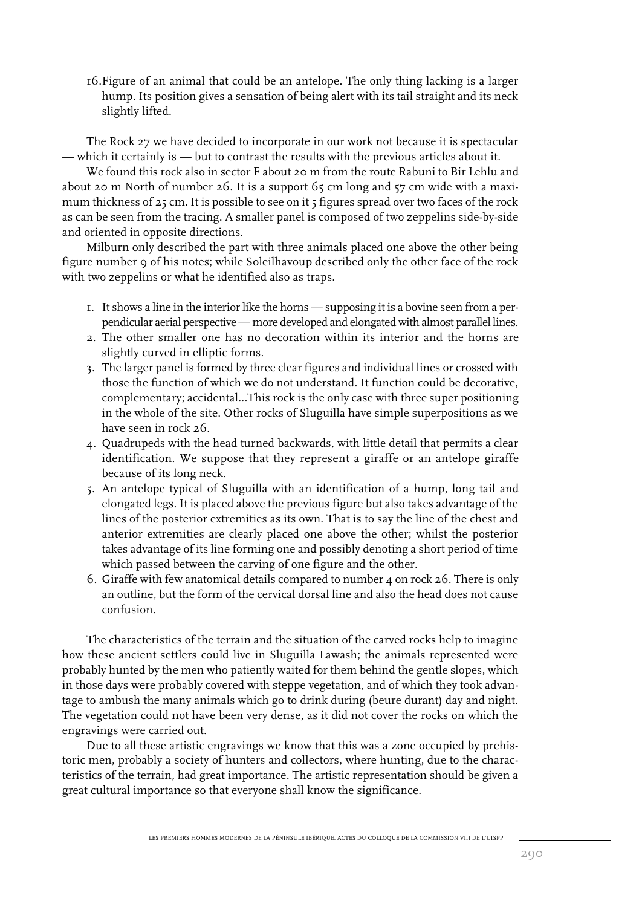16. Figure of an animal that could be an antelope. The only thing lacking is a larger hump. Its position gives a sensation of being alert with its tail straight and its neck slightly lifted.

The Rock 27 we have decided to incorporate in our work not because it is spectacular — which it certainly is — but to contrast the results with the previous articles about it.

We found this rock also in sector F about 20 m from the route Rabuni to Bir Lehlu and about 20 m North of number 26. It is a support 65 cm long and 57 cm wide with a maximum thickness of 25 cm. It is possible to see on it 5 figures spread over two faces of the rock as can be seen from the tracing. A smaller panel is composed of two zeppelins side-by-side and oriented in opposite directions.

Milburn only described the part with three animals placed one above the other being figure number 9 of his notes; while Soleilhavoup described only the other face of the rock with two zeppelins or what he identified also as traps.

1. It shows a line in the interior like the horns — supposing it is a bovine seen from a perpendicular aerial perspective — more developed and elongated with almost parallel lines.
2. The other smaller one has no decoration within its interior and the horns are slightly curved in elliptic forms.
3. The larger panel is formed by three clear figures and individual lines or crossed with those the function of which we do not understand. It function could be decorative, complementary; accidental...This rock is the only case with three super positioning in the whole of the site. Other rocks of Sluguilla have simple superpositions as we have seen in rock 26.
4. Quadrupeds with the head turned backwards, with little detail that permits a clear identification. We suppose that they represent a giraffe or an antelope giraffe because of its long neck.
5. An antelope typical of Sluguilla with an identification of a hump, long tail and elongated legs. It is placed above the previous figure but also takes advantage of the lines of the posterior extremities as its own. That is to say the line of the chest and anterior extremities are clearly placed one above the other; whilst the posterior takes advantage of its line forming one and possibly denoting a short period of time which passed between the carving of one figure and the other.
6. Giraffe with few anatomical details compared to number 4 on rock 26. There is only an outline, but the form of the cervical dorsal line and also the head does not cause confusion.

The characteristics of the terrain and the situation of the carved rocks help to imagine how these ancient settlers could live in Sluguilla Lawash; the animals represented were probably hunted by the men who patiently waited for them behind the gentle slopes, which in those days were probably covered with steppe vegetation, and of which they took advantage to ambush the many animals which go to drink during (beure durant) day and night. The vegetation could not have been very dense, as it did not cover the rocks on which the engravings were carried out.

Due to all these artistic engravings we know that this was a zone occupied by prehistoric men, probably a society of hunters and collectors, where hunting, due to the characteristics of the terrain, had great importance. The artistic representation should be given a great cultural importance so that everyone shall know the significance.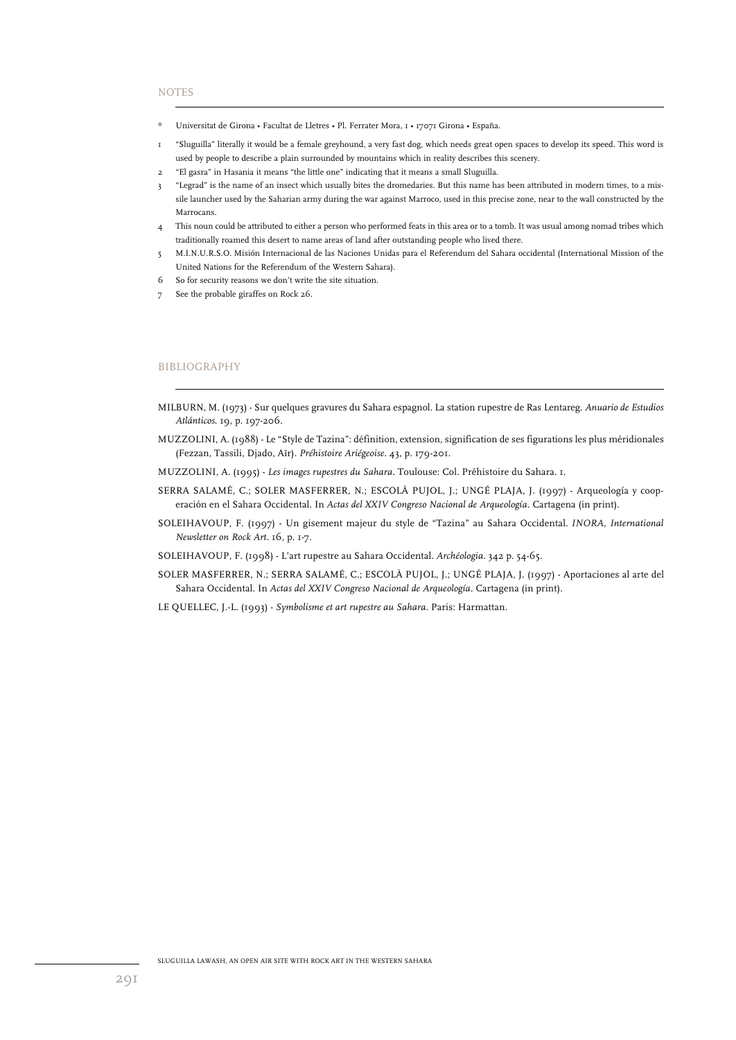## NOTES

\* Universitat de Girona • Facultat de Lletres • Pl. Ferrater Mora, 1 • 17071 Girona • España.

1 "Sluguilla" literally it would be a female greyhound, a very fast dog, which needs great open spaces to develop its speed. This word is used by people to describe a plain surrounded by mountains which in reality describes this scenery.

2 "El gasra" in Hasania it means "the little one" indicating that it means a small Sluguilla.

3 "Legrad" is the name of an insect which usually bites the dromedaries. But this name has been attributed in modern times, to a missile launcher used by the Saharian army during the war against Marroco, used in this precise zone, near to the wall constructed by the Marrocans.

4 This noun could be attributed to either a person who performed feats in this area or to a tomb. It was usual among nomad tribes which traditionally roamed this desert to name areas of land after outstanding people who lived there.

5 M.I.N.U.R.S.O. Misión Internacional de las Naciones Unidas para el Referendum del Sahara occidental (International Mission of the United Nations for the Referendum of the Western Sahara).

6 So for security reasons we don't write the site situation.

7 See the probable giraffes on Rock 26.

## BIBLIOGRAPHY

MILBURN, M. (1973) - Sur quelques gravures du Sahara espagnol. La station rupestre de Ras Lentareg. *Anuario de Estudios Atlánticos*. 19, p. 197-206.

MUZZOLINI, A. (1988) - Le "Style de Tazina": définition, extension, signification de ses figurations les plus méridionales (Fezzan, Tassili, Djado, Aïr). *Préhistoire Ariégeoise*. 43, p. 179-201.

MUZZOLINI, A. (1995) - *Les images rupestres du Sahara*. Toulouse: Col. Préhistoire du Sahara. 1.

SERRA SALAMÉ, C.; SOLER MASFERRER, N.; ESCOLÀ PUJOL, J.; UNGÉ PLAJA, J. (1997) - Arqueología y cooperación en el Sahara Occidental. In *Actas del XXIV Congreso Nacional de Arqueología*. Cartagena (in print).

SOLEIHAVOUP, F. (1997) - Un gisement majeur du style de "Tazina" au Sahara Occidental. *INORA, International Newsletter on Rock Art*. 16, p. 1-7.

SOLEIHAVOUP, F. (1998) - L'art rupestre au Sahara Occidental. *Archéologia*. 342 p. 54-65.

SOLER MASFERRER, N.; SERRA SALAMÉ, C.; ESCOLÀ PUJOL, J.; UNGÉ PLAJA, J. (1997) - Aportaciones al arte del Sahara Occidental. In *Actas del XXIV Congreso Nacional de Arqueología*. Cartagena (in print).

LE QUELLEC, J.-L. (1993) - *Symbolisme et art rupestre au Sahara*. Paris: Harmattan.